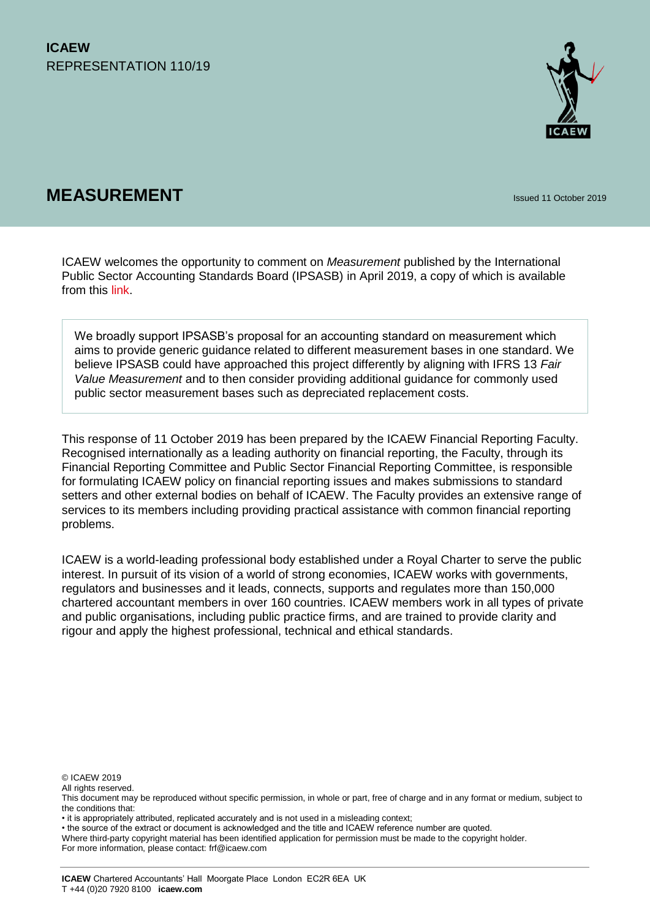**ICAEW**
REPRESENTATION 110/19

# MEASUREMENT

Issued 11 October 2019

ICAEW welcomes the opportunity to comment on *Measurement* published by the International Public Sector Accounting Standards Board (IPSASB) in April 2019, a copy of which is available from this link.

> We broadly support IPSASB's proposal for an accounting standard on measurement which aims to provide generic guidance related to different measurement bases in one standard. We believe IPSASB could have approached this project differently by aligning with IFRS 13 *Fair Value Measurement* and to then consider providing additional guidance for commonly used public sector measurement bases such as depreciated replacement costs.

This response of 11 October 2019 has been prepared by the ICAEW Financial Reporting Faculty. Recognised internationally as a leading authority on financial reporting, the Faculty, through its Financial Reporting Committee and Public Sector Financial Reporting Committee, is responsible for formulating ICAEW policy on financial reporting issues and makes submissions to standard setters and other external bodies on behalf of ICAEW. The Faculty provides an extensive range of services to its members including providing practical assistance with common financial reporting problems.

ICAEW is a world-leading professional body established under a Royal Charter to serve the public interest. In pursuit of its vision of a world of strong economies, ICAEW works with governments, regulators and businesses and it leads, connects, supports and regulates more than 150,000 chartered accountant members in over 160 countries. ICAEW members work in all types of private and public organisations, including public practice firms, and are trained to provide clarity and rigour and apply the highest professional, technical and ethical standards.

© ICAEW 2019
All rights reserved.
This document may be reproduced without specific permission, in whole or part, free of charge and in any format or medium, subject to the conditions that:
• it is appropriately attributed, replicated accurately and is not used in a misleading context;
• the source of the extract or document is acknowledged and the title and ICAEW reference number are quoted.
Where third-party copyright material has been identified application for permission must be made to the copyright holder.
For more information, please contact: frf@icaew.com

**ICAEW** Chartered Accountants' Hall Moorgate Place London EC2R 6EA UK
T +44 (0)20 7920 8100 **icaew.com**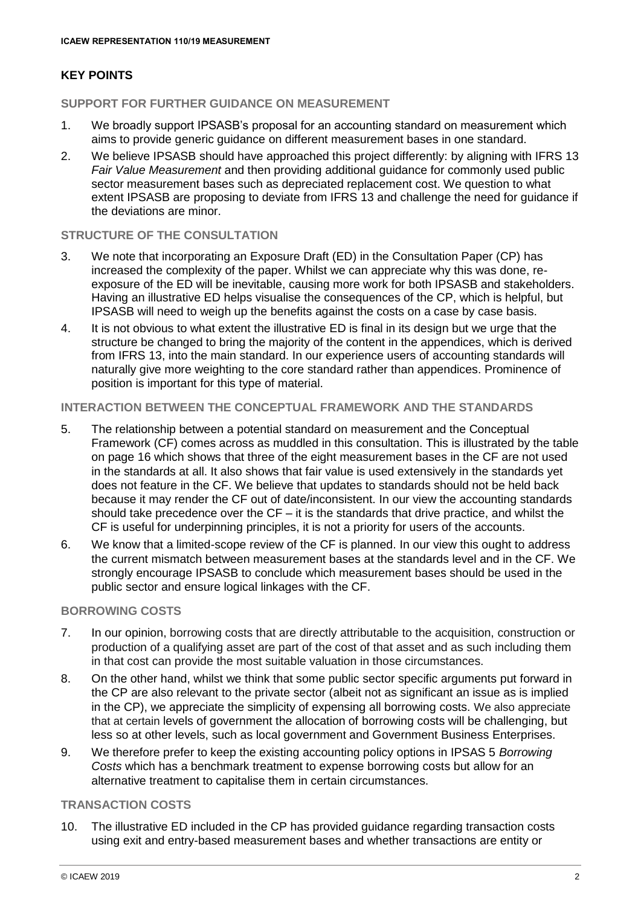## KEY POINTS

### SUPPORT FOR FURTHER GUIDANCE ON MEASUREMENT

1. We broadly support IPSASB's proposal for an accounting standard on measurement which aims to provide generic guidance on different measurement bases in one standard.
2. We believe IPSASB should have approached this project differently: by aligning with IFRS 13 *Fair Value Measurement* and then providing additional guidance for commonly used public sector measurement bases such as depreciated replacement cost. We question to what extent IPSASB are proposing to deviate from IFRS 13 and challenge the need for guidance if the deviations are minor.

### STRUCTURE OF THE CONSULTATION

3. We note that incorporating an Exposure Draft (ED) in the Consultation Paper (CP) has increased the complexity of the paper. Whilst we can appreciate why this was done, re-exposure of the ED will be inevitable, causing more work for both IPSASB and stakeholders. Having an illustrative ED helps visualise the consequences of the CP, which is helpful, but IPSASB will need to weigh up the benefits against the costs on a case by case basis.
4. It is not obvious to what extent the illustrative ED is final in its design but we urge that the structure be changed to bring the majority of the content in the appendices, which is derived from IFRS 13, into the main standard. In our experience users of accounting standards will naturally give more weighting to the core standard rather than appendices. Prominence of position is important for this type of material.

### INTERACTION BETWEEN THE CONCEPTUAL FRAMEWORK AND THE STANDARDS

5. The relationship between a potential standard on measurement and the Conceptual Framework (CF) comes across as muddled in this consultation. This is illustrated by the table on page 16 which shows that three of the eight measurement bases in the CF are not used in the standards at all. It also shows that fair value is used extensively in the standards yet does not feature in the CF. We believe that updates to standards should not be held back because it may render the CF out of date/inconsistent. In our view the accounting standards should take precedence over the CF – it is the standards that drive practice, and whilst the CF is useful for underpinning principles, it is not a priority for users of the accounts.
6. We know that a limited-scope review of the CF is planned. In our view this ought to address the current mismatch between measurement bases at the standards level and in the CF. We strongly encourage IPSASB to conclude which measurement bases should be used in the public sector and ensure logical linkages with the CF.

### BORROWING COSTS

7. In our opinion, borrowing costs that are directly attributable to the acquisition, construction or production of a qualifying asset are part of the cost of that asset and as such including them in that cost can provide the most suitable valuation in those circumstances.
8. On the other hand, whilst we think that some public sector specific arguments put forward in the CP are also relevant to the private sector (albeit not as significant an issue as is implied in the CP), we appreciate the simplicity of expensing all borrowing costs. We also appreciate that at certain levels of government the allocation of borrowing costs will be challenging, but less so at other levels, such as local government and Government Business Enterprises.
9. We therefore prefer to keep the existing accounting policy options in IPSAS 5 *Borrowing Costs* which has a benchmark treatment to expense borrowing costs but allow for an alternative treatment to capitalise them in certain circumstances.

### TRANSACTION COSTS

10. The illustrative ED included in the CP has provided guidance regarding transaction costs using exit and entry-based measurement bases and whether transactions are entity or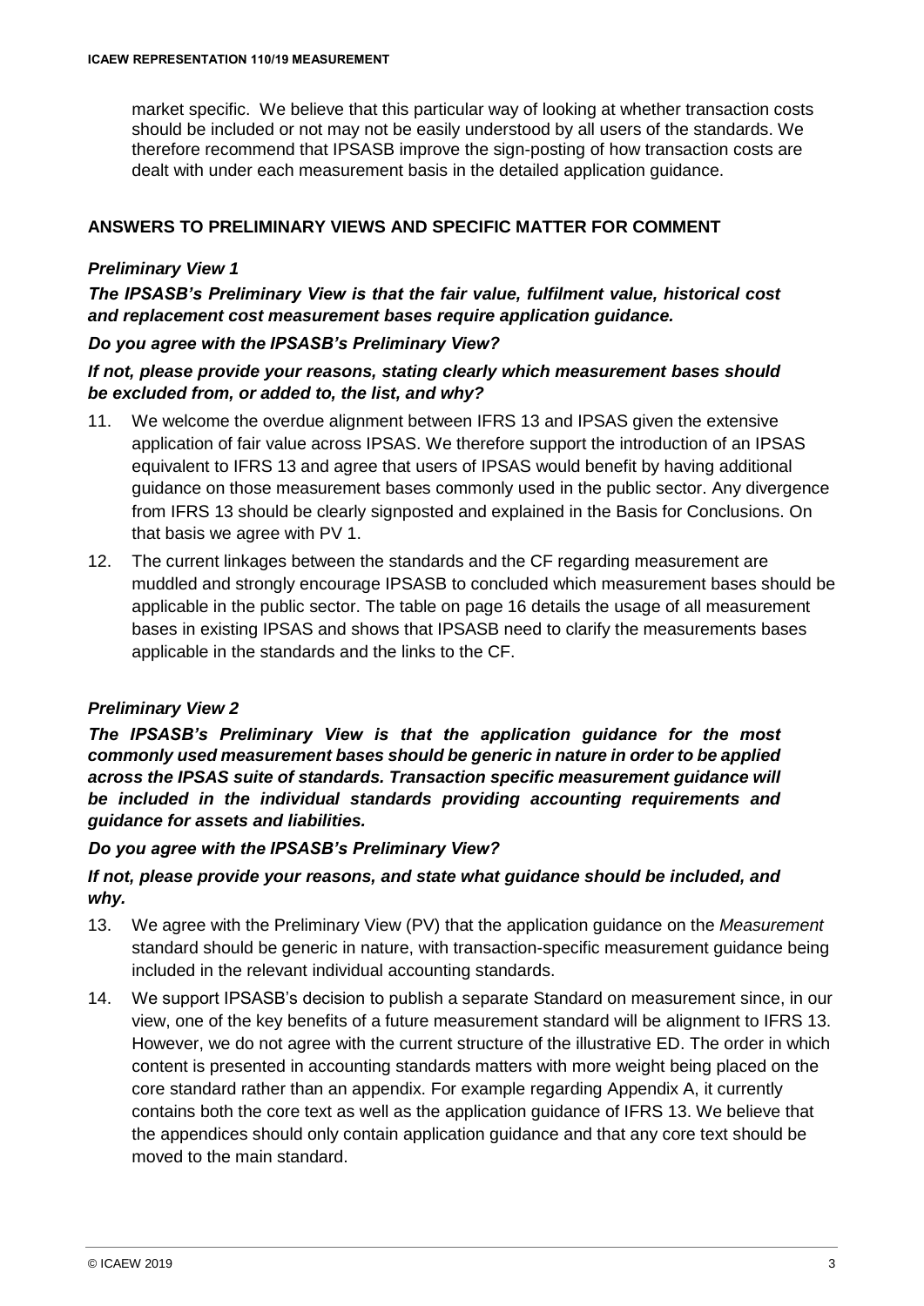market specific. We believe that this particular way of looking at whether transaction costs should be included or not may not be easily understood by all users of the standards. We therefore recommend that IPSASB improve the sign-posting of how transaction costs are dealt with under each measurement basis in the detailed application guidance.

## ANSWERS TO PRELIMINARY VIEWS AND SPECIFIC MATTER FOR COMMENT

### *Preliminary View 1*

***The IPSASB's Preliminary View is that the fair value, fulfilment value, historical cost and replacement cost measurement bases require application guidance.***

***Do you agree with the IPSASB's Preliminary View?***

***If not, please provide your reasons, stating clearly which measurement bases should be excluded from, or added to, the list, and why?***

11. We welcome the overdue alignment between IFRS 13 and IPSAS given the extensive application of fair value across IPSAS. We therefore support the introduction of an IPSAS equivalent to IFRS 13 and agree that users of IPSAS would benefit by having additional guidance on those measurement bases commonly used in the public sector. Any divergence from IFRS 13 should be clearly signposted and explained in the Basis for Conclusions. On that basis we agree with PV 1.
12. The current linkages between the standards and the CF regarding measurement are muddled and strongly encourage IPSASB to concluded which measurement bases should be applicable in the public sector. The table on page 16 details the usage of all measurement bases in existing IPSAS and shows that IPSASB need to clarify the measurements bases applicable in the standards and the links to the CF.

### *Preliminary View 2*

***The IPSASB's Preliminary View is that the application guidance for the most commonly used measurement bases should be generic in nature in order to be applied across the IPSAS suite of standards. Transaction specific measurement guidance will be included in the individual standards providing accounting requirements and guidance for assets and liabilities.***

***Do you agree with the IPSASB's Preliminary View?***

***If not, please provide your reasons, and state what guidance should be included, and why.***

13. We agree with the Preliminary View (PV) that the application guidance on the *Measurement* standard should be generic in nature, with transaction-specific measurement guidance being included in the relevant individual accounting standards.
14. We support IPSASB's decision to publish a separate Standard on measurement since, in our view, one of the key benefits of a future measurement standard will be alignment to IFRS 13. However, we do not agree with the current structure of the illustrative ED. The order in which content is presented in accounting standards matters with more weight being placed on the core standard rather than an appendix. For example regarding Appendix A, it currently contains both the core text as well as the application guidance of IFRS 13. We believe that the appendices should only contain application guidance and that any core text should be moved to the main standard.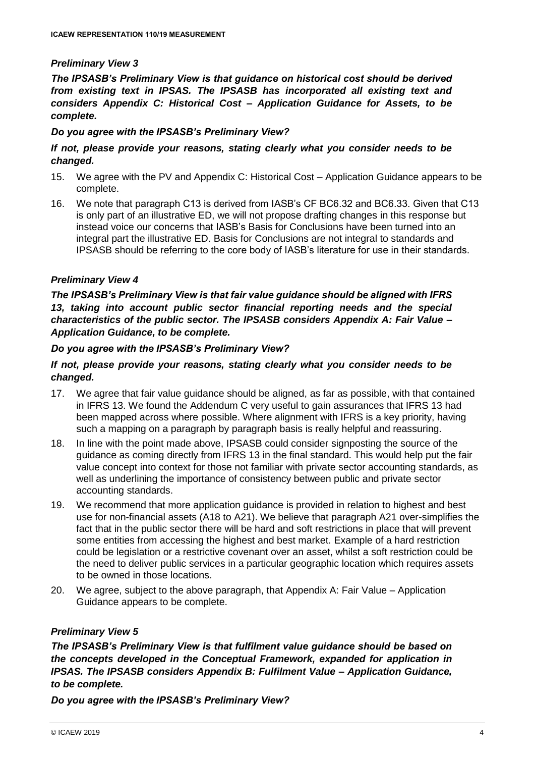### *Preliminary View 3*

***The IPSASB's Preliminary View is that guidance on historical cost should be derived from existing text in IPSAS. The IPSASB has incorporated all existing text and considers Appendix C: Historical Cost – Application Guidance for Assets, to be complete.***

***Do you agree with the IPSASB's Preliminary View?***

***If not, please provide your reasons, stating clearly what you consider needs to be changed.***

15. We agree with the PV and Appendix C: Historical Cost – Application Guidance appears to be complete.
16. We note that paragraph C13 is derived from IASB's CF BC6.32 and BC6.33. Given that C13 is only part of an illustrative ED, we will not propose drafting changes in this response but instead voice our concerns that IASB's Basis for Conclusions have been turned into an integral part the illustrative ED. Basis for Conclusions are not integral to standards and IPSASB should be referring to the core body of IASB's literature for use in their standards.

### *Preliminary View 4*

***The IPSASB's Preliminary View is that fair value guidance should be aligned with IFRS 13, taking into account public sector financial reporting needs and the special characteristics of the public sector. The IPSASB considers Appendix A: Fair Value – Application Guidance, to be complete.***

***Do you agree with the IPSASB's Preliminary View?***

***If not, please provide your reasons, stating clearly what you consider needs to be changed.***

17. We agree that fair value guidance should be aligned, as far as possible, with that contained in IFRS 13. We found the Addendum C very useful to gain assurances that IFRS 13 had been mapped across where possible. Where alignment with IFRS is a key priority, having such a mapping on a paragraph by paragraph basis is really helpful and reassuring.
18. In line with the point made above, IPSASB could consider signposting the source of the guidance as coming directly from IFRS 13 in the final standard. This would help put the fair value concept into context for those not familiar with private sector accounting standards, as well as underlining the importance of consistency between public and private sector accounting standards.
19. We recommend that more application guidance is provided in relation to highest and best use for non-financial assets (A18 to A21). We believe that paragraph A21 over-simplifies the fact that in the public sector there will be hard and soft restrictions in place that will prevent some entities from accessing the highest and best market. Example of a hard restriction could be legislation or a restrictive covenant over an asset, whilst a soft restriction could be the need to deliver public services in a particular geographic location which requires assets to be owned in those locations.
20. We agree, subject to the above paragraph, that Appendix A: Fair Value – Application Guidance appears to be complete.

### *Preliminary View 5*

***The IPSASB's Preliminary View is that fulfilment value guidance should be based on the concepts developed in the Conceptual Framework, expanded for application in IPSAS. The IPSASB considers Appendix B: Fulfilment Value – Application Guidance, to be complete.***

***Do you agree with the IPSASB's Preliminary View?***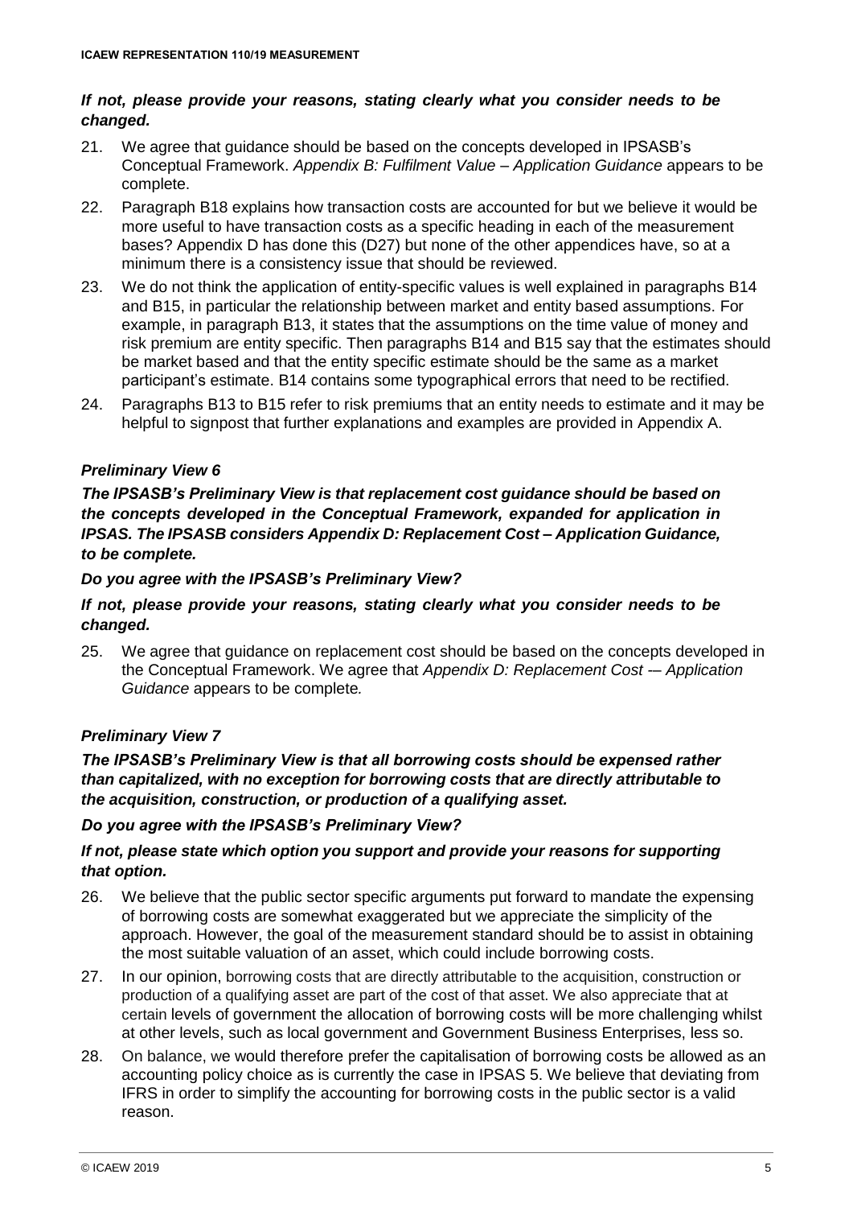***If not, please provide your reasons, stating clearly what you consider needs to be changed.***

21. We agree that guidance should be based on the concepts developed in IPSASB's Conceptual Framework. *Appendix B: Fulfilment Value – Application Guidance* appears to be complete.
22. Paragraph B18 explains how transaction costs are accounted for but we believe it would be more useful to have transaction costs as a specific heading in each of the measurement bases? Appendix D has done this (D27) but none of the other appendices have, so at a minimum there is a consistency issue that should be reviewed.
23. We do not think the application of entity-specific values is well explained in paragraphs B14 and B15, in particular the relationship between market and entity based assumptions. For example, in paragraph B13, it states that the assumptions on the time value of money and risk premium are entity specific. Then paragraphs B14 and B15 say that the estimates should be market based and that the entity specific estimate should be the same as a market participant's estimate. B14 contains some typographical errors that need to be rectified.
24. Paragraphs B13 to B15 refer to risk premiums that an entity needs to estimate and it may be helpful to signpost that further explanations and examples are provided in Appendix A.

***Preliminary View 6***

***The IPSASB's Preliminary View is that replacement cost guidance should be based on the concepts developed in the Conceptual Framework, expanded for application in IPSAS. The IPSASB considers Appendix D: Replacement Cost – Application Guidance, to be complete.***

***Do you agree with the IPSASB's Preliminary View?***

***If not, please provide your reasons, stating clearly what you consider needs to be changed.***

25. We agree that guidance on replacement cost should be based on the concepts developed in the Conceptual Framework. We agree that *Appendix D: Replacement Cost -– Application Guidance* appears to be complete*.*

***Preliminary View 7***

***The IPSASB's Preliminary View is that all borrowing costs should be expensed rather than capitalized, with no exception for borrowing costs that are directly attributable to the acquisition, construction, or production of a qualifying asset.***

***Do you agree with the IPSASB's Preliminary View?***

***If not, please state which option you support and provide your reasons for supporting that option.***

26. We believe that the public sector specific arguments put forward to mandate the expensing of borrowing costs are somewhat exaggerated but we appreciate the simplicity of the approach. However, the goal of the measurement standard should be to assist in obtaining the most suitable valuation of an asset, which could include borrowing costs.
27. In our opinion, borrowing costs that are directly attributable to the acquisition, construction or production of a qualifying asset are part of the cost of that asset. We also appreciate that at certain levels of government the allocation of borrowing costs will be more challenging whilst at other levels, such as local government and Government Business Enterprises, less so.
28. On balance, we would therefore prefer the capitalisation of borrowing costs be allowed as an accounting policy choice as is currently the case in IPSAS 5. We believe that deviating from IFRS in order to simplify the accounting for borrowing costs in the public sector is a valid reason.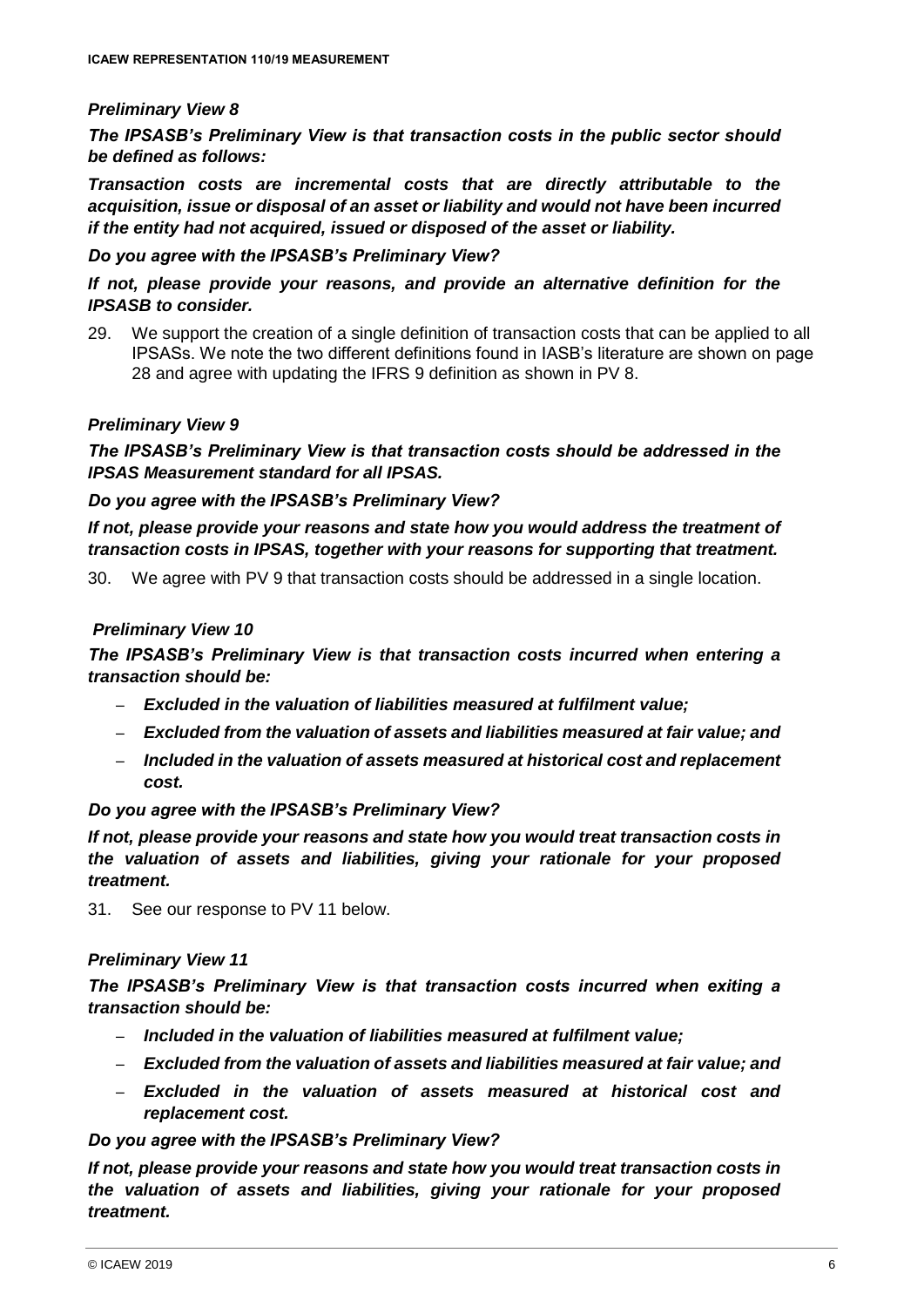### *Preliminary View 8*

***The IPSASB's Preliminary View is that transaction costs in the public sector should be defined as follows:***

***Transaction costs are incremental costs that are directly attributable to the acquisition, issue or disposal of an asset or liability and would not have been incurred if the entity had not acquired, issued or disposed of the asset or liability.***

***Do you agree with the IPSASB's Preliminary View?***

***If not, please provide your reasons, and provide an alternative definition for the IPSASB to consider.***

29. We support the creation of a single definition of transaction costs that can be applied to all IPSASs. We note the two different definitions found in IASB's literature are shown on page 28 and agree with updating the IFRS 9 definition as shown in PV 8.

### *Preliminary View 9*

***The IPSASB's Preliminary View is that transaction costs should be addressed in the IPSAS Measurement standard for all IPSAS.***

***Do you agree with the IPSASB's Preliminary View?***

***If not, please provide your reasons and state how you would address the treatment of transaction costs in IPSAS, together with your reasons for supporting that treatment.***

30. We agree with PV 9 that transaction costs should be addressed in a single location.

### *Preliminary View 10*

***The IPSASB's Preliminary View is that transaction costs incurred when entering a transaction should be:***

- ***Excluded in the valuation of liabilities measured at fulfilment value;***
- ***Excluded from the valuation of assets and liabilities measured at fair value; and***
- ***Included in the valuation of assets measured at historical cost and replacement cost.***

***Do you agree with the IPSASB's Preliminary View?***

***If not, please provide your reasons and state how you would treat transaction costs in the valuation of assets and liabilities, giving your rationale for your proposed treatment.***

31. See our response to PV 11 below.

### *Preliminary View 11*

***The IPSASB's Preliminary View is that transaction costs incurred when exiting a transaction should be:***

- ***Included in the valuation of liabilities measured at fulfilment value;***
- ***Excluded from the valuation of assets and liabilities measured at fair value; and***
- ***Excluded in the valuation of assets measured at historical cost and replacement cost.***

***Do you agree with the IPSASB's Preliminary View?***

***If not, please provide your reasons and state how you would treat transaction costs in the valuation of assets and liabilities, giving your rationale for your proposed treatment.***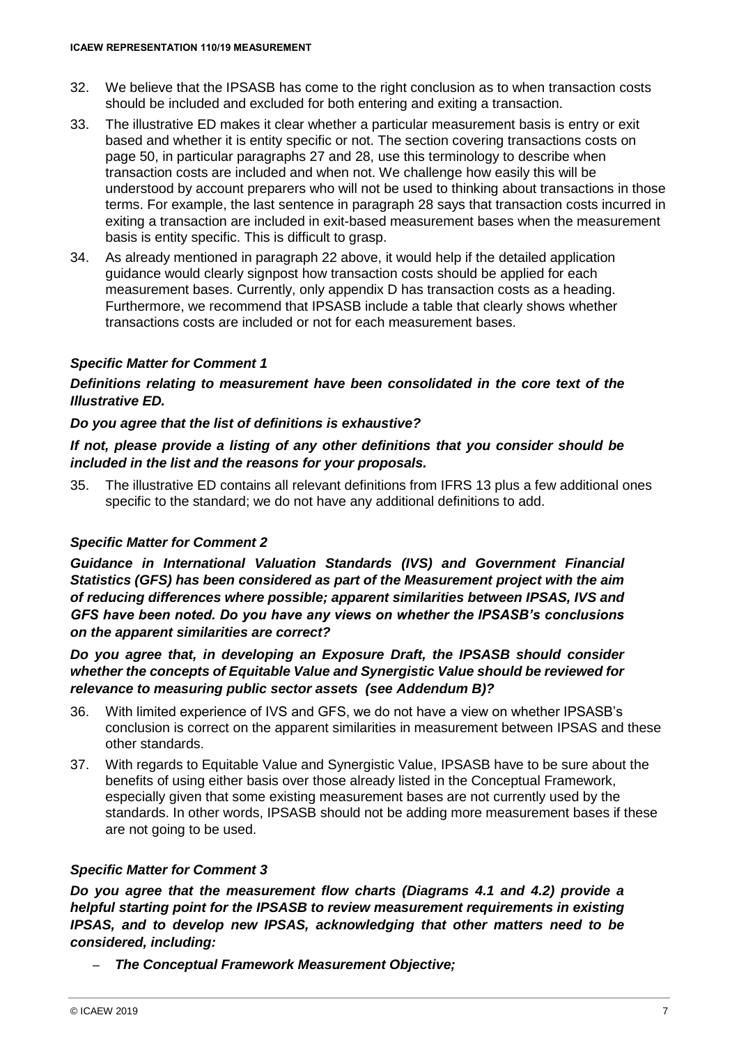32. We believe that the IPSASB has come to the right conclusion as to when transaction costs should be included and excluded for both entering and exiting a transaction.

33. The illustrative ED makes it clear whether a particular measurement basis is entry or exit based and whether it is entity specific or not. The section covering transactions costs on page 50, in particular paragraphs 27 and 28, use this terminology to describe when transaction costs are included and when not. We challenge how easily this will be understood by account preparers who will not be used to thinking about transactions in those terms. For example, the last sentence in paragraph 28 says that transaction costs incurred in exiting a transaction are included in exit-based measurement bases when the measurement basis is entity specific. This is difficult to grasp.

34. As already mentioned in paragraph 22 above, it would help if the detailed application guidance would clearly signpost how transaction costs should be applied for each measurement bases. Currently, only appendix D has transaction costs as a heading. Furthermore, we recommend that IPSASB include a table that clearly shows whether transactions costs are included or not for each measurement bases.

***Specific Matter for Comment 1***

***Definitions relating to measurement have been consolidated in the core text of the Illustrative ED.***

***Do you agree that the list of definitions is exhaustive?***

***If not, please provide a listing of any other definitions that you consider should be included in the list and the reasons for your proposals.***

35. The illustrative ED contains all relevant definitions from IFRS 13 plus a few additional ones specific to the standard; we do not have any additional definitions to add.

***Specific Matter for Comment 2***

***Guidance in International Valuation Standards (IVS) and Government Financial Statistics (GFS) has been considered as part of the Measurement project with the aim of reducing differences where possible; apparent similarities between IPSAS, IVS and GFS have been noted. Do you have any views on whether the IPSASB's conclusions on the apparent similarities are correct?***

***Do you agree that, in developing an Exposure Draft, the IPSASB should consider whether the concepts of Equitable Value and Synergistic Value should be reviewed for relevance to measuring public sector assets (see Addendum B)?***

36. With limited experience of IVS and GFS, we do not have a view on whether IPSASB's conclusion is correct on the apparent similarities in measurement between IPSAS and these other standards.

37. With regards to Equitable Value and Synergistic Value, IPSASB have to be sure about the benefits of using either basis over those already listed in the Conceptual Framework, especially given that some existing measurement bases are not currently used by the standards. In other words, IPSASB should not be adding more measurement bases if these are not going to be used.

***Specific Matter for Comment 3***

***Do you agree that the measurement flow charts (Diagrams 4.1 and 4.2) provide a helpful starting point for the IPSASB to review measurement requirements in existing IPSAS, and to develop new IPSAS, acknowledging that other matters need to be considered, including:***

- ***The Conceptual Framework Measurement Objective;***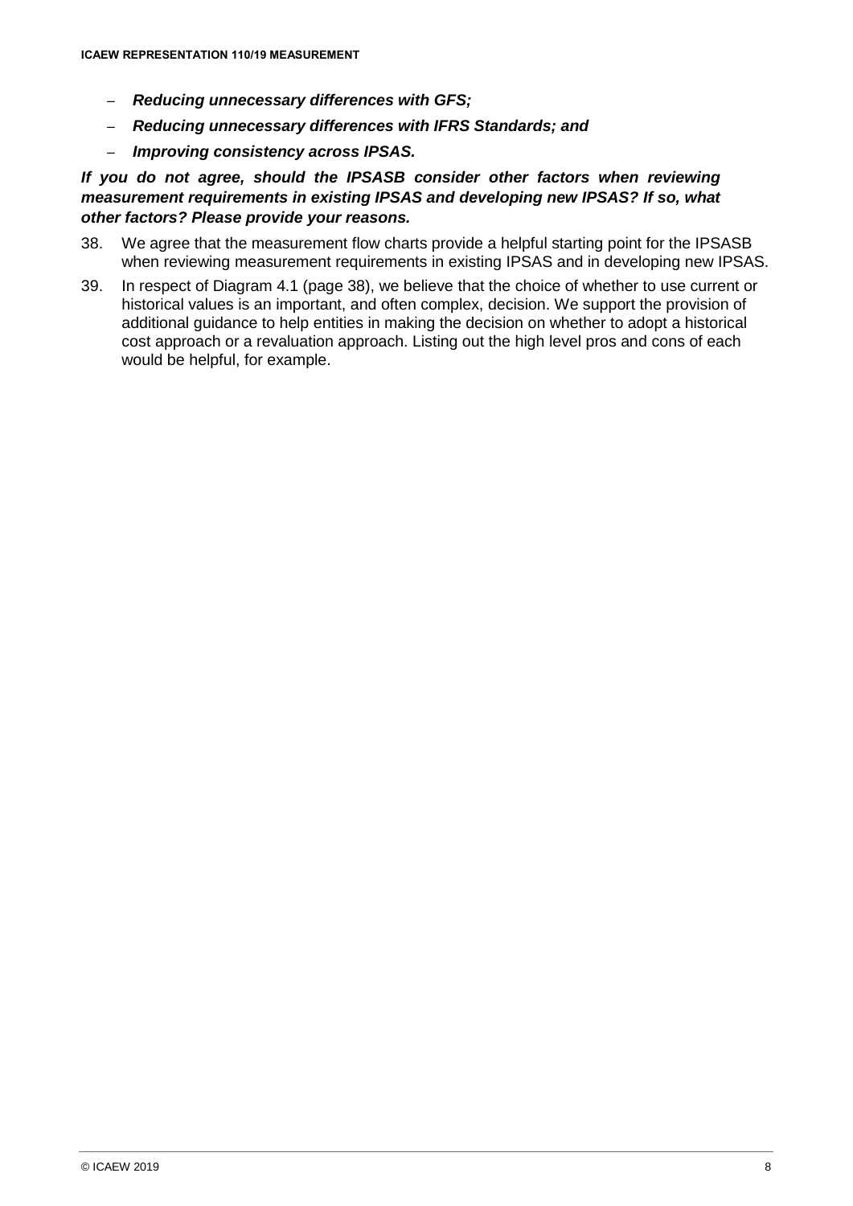- ***Reducing unnecessary differences with GFS;***
- ***Reducing unnecessary differences with IFRS Standards; and***
- ***Improving consistency across IPSAS.***

***If you do not agree, should the IPSASB consider other factors when reviewing measurement requirements in existing IPSAS and developing new IPSAS? If so, what other factors? Please provide your reasons.***

38. We agree that the measurement flow charts provide a helpful starting point for the IPSASB when reviewing measurement requirements in existing IPSAS and in developing new IPSAS.

39. In respect of Diagram 4.1 (page 38), we believe that the choice of whether to use current or historical values is an important, and often complex, decision. We support the provision of additional guidance to help entities in making the decision on whether to adopt a historical cost approach or a revaluation approach. Listing out the high level pros and cons of each would be helpful, for example.